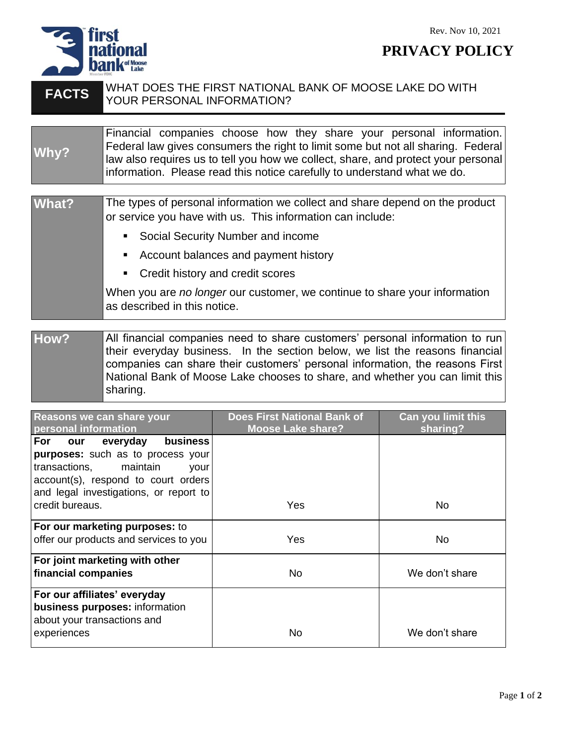Rev. Nov 10, 2021

# PRIVACY POLICY

| FACTS | WHAT DOES THE FIRST NATIONAL BANK OF MOOSE LAKE DO WITH YOUR PERSONAL INFORMATION? |
|---|---|

| | |
|---|---|
| **Why?** | Financial companies choose how they share your personal information. Federal law gives consumers the right to limit some but not all sharing. Federal law also requires us to tell you how we collect, share, and protect your personal information. Please read this notice carefully to understand what we do. |
| **What?** | The types of personal information we collect and share depend on the product or service you have with us. This information can include:<br>▪ Social Security Number and income<br>▪ Account balances and payment history<br>▪ Credit history and credit scores<br><br>When you are *no longer* our customer, we continue to share your information as described in this notice. |
| **How?** | All financial companies need to share customers' personal information to run their everyday business. In the section below, we list the reasons financial companies can share their customers' personal information, the reasons First National Bank of Moose Lake chooses to share, and whether you can limit this sharing. |

| Reasons we can share your personal information | Does First National Bank of Moose Lake share? | Can you limit this sharing? |
|---|---|---|
| **For our everyday business purposes:** such as to process your transactions, maintain your account(s), respond to court orders and legal investigations, or report to credit bureaus. | Yes | No |
| **For our marketing purposes:** to offer our products and services to you | Yes | No |
| **For joint marketing with other financial companies** | No | We don't share |
| **For our affiliates' everyday business purposes:** information about your transactions and experiences | No | We don't share |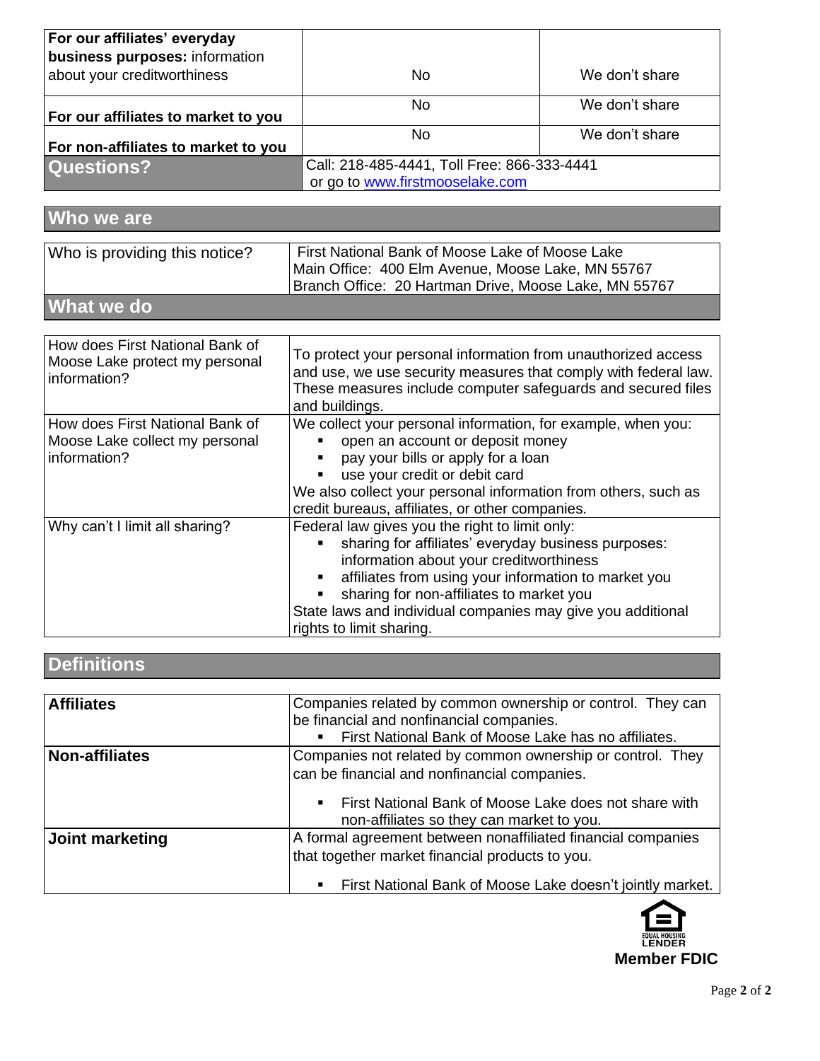| | | |
|---|---|---|
| **For our affiliates' everyday business purposes:** information about your creditworthiness | No | We don't share |
| **For our affiliates to market to you** | No | We don't share |
| **For non-affiliates to market to you** | No | We don't share |

| | |
|---|---|
| **Questions?** | Call: 218-485-4441, Toll Free: 866-333-4441 or go to [www.firstmooselake.com](http://www.firstmooselake.com) |

## Who we are

| | |
|---|---|
| Who is providing this notice? | First National Bank of Moose Lake of Moose Lake<br>Main Office: 400 Elm Avenue, Moose Lake, MN 55767<br>Branch Office: 20 Hartman Drive, Moose Lake, MN 55767 |

## What we do

| | |
|---|---|
| How does First National Bank of Moose Lake protect my personal information? | To protect your personal information from unauthorized access and use, we use security measures that comply with federal law. These measures include computer safeguards and secured files and buildings. |
| How does First National Bank of Moose Lake collect my personal information? | We collect your personal information, for example, when you:<br>▪ open an account or deposit money<br>▪ pay your bills or apply for a loan<br>▪ use your credit or debit card<br>We also collect your personal information from others, such as credit bureaus, affiliates, or other companies. |
| Why can't I limit all sharing? | Federal law gives you the right to limit only:<br>▪ sharing for affiliates' everyday business purposes: information about your creditworthiness<br>▪ affiliates from using your information to market you<br>▪ sharing for non-affiliates to market you<br>State laws and individual companies may give you additional rights to limit sharing. |

## Definitions

| | |
|---|---|
| **Affiliates** | Companies related by common ownership or control. They can be financial and nonfinancial companies.<br>▪ First National Bank of Moose Lake has no affiliates. |
| **Non-affiliates** | Companies not related by common ownership or control. They can be financial and nonfinancial companies.<br>▪ First National Bank of Moose Lake does not share with non-affiliates so they can market to you. |
| **Joint marketing** | A formal agreement between nonaffiliated financial companies that together market financial products to you.<br>▪ First National Bank of Moose Lake doesn't jointly market. |

EQUAL HOUSING LENDER

**Member FDIC**